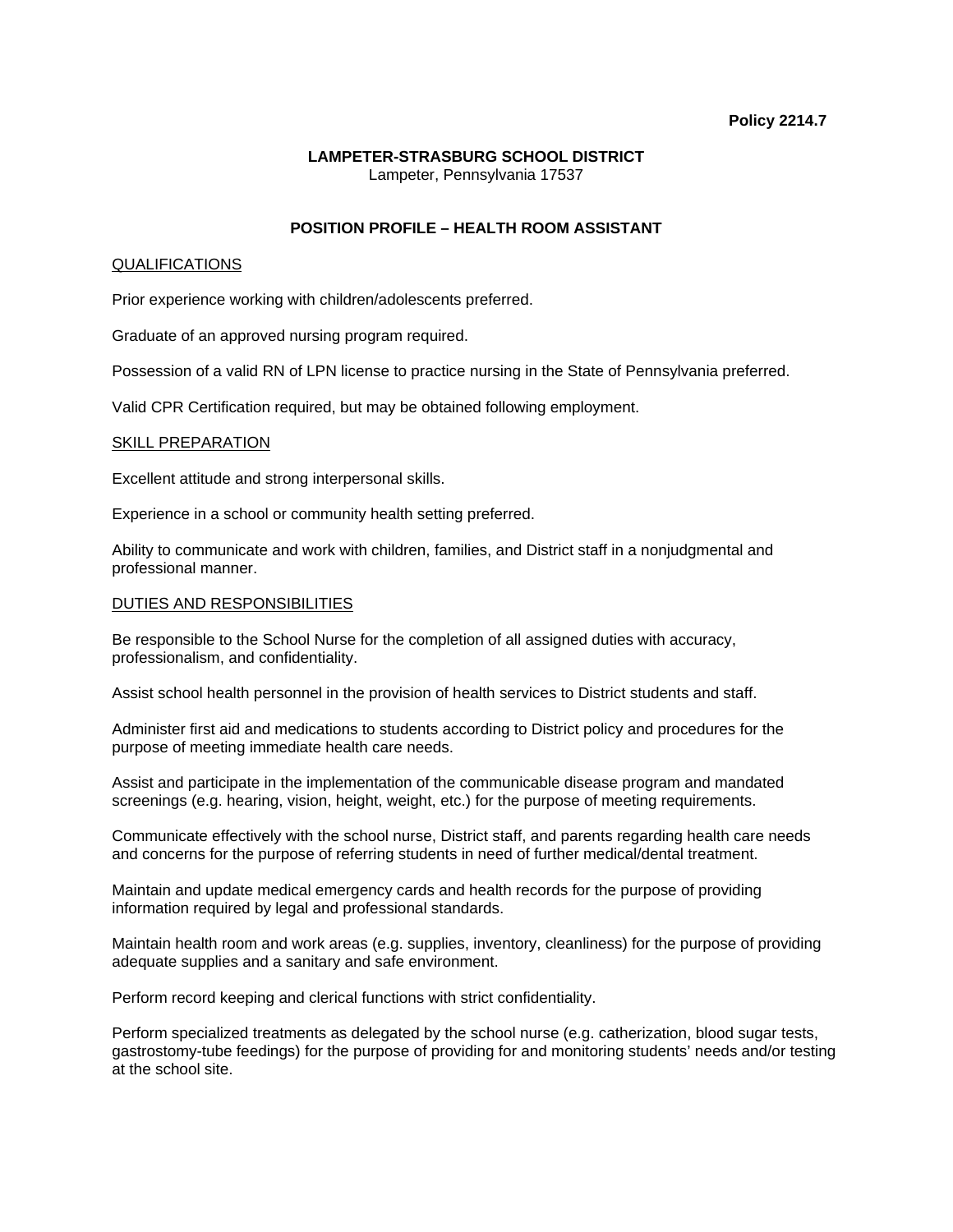**Policy 2214.7**

**LAMPETER-STRASBURG SCHOOL DISTRICT**
Lampeter, Pennsylvania 17537

**POSITION PROFILE – HEALTH ROOM ASSISTANT**

QUALIFICATIONS

Prior experience working with children/adolescents preferred.

Graduate of an approved nursing program required.

Possession of a valid RN of LPN license to practice nursing in the State of Pennsylvania preferred.

Valid CPR Certification required, but may be obtained following employment.

SKILL PREPARATION

Excellent attitude and strong interpersonal skills.

Experience in a school or community health setting preferred.

Ability to communicate and work with children, families, and District staff in a nonjudgmental and professional manner.

DUTIES AND RESPONSIBILITIES

Be responsible to the School Nurse for the completion of all assigned duties with accuracy, professionalism, and confidentiality.

Assist school health personnel in the provision of health services to District students and staff.

Administer first aid and medications to students according to District policy and procedures for the purpose of meeting immediate health care needs.

Assist and participate in the implementation of the communicable disease program and mandated screenings (e.g. hearing, vision, height, weight, etc.) for the purpose of meeting requirements.

Communicate effectively with the school nurse, District staff, and parents regarding health care needs and concerns for the purpose of referring students in need of further medical/dental treatment.

Maintain and update medical emergency cards and health records for the purpose of providing information required by legal and professional standards.

Maintain health room and work areas (e.g. supplies, inventory, cleanliness) for the purpose of providing adequate supplies and a sanitary and safe environment.

Perform record keeping and clerical functions with strict confidentiality.

Perform specialized treatments as delegated by the school nurse (e.g. catherization, blood sugar tests, gastrostomy-tube feedings) for the purpose of providing for and monitoring students' needs and/or testing at the school site.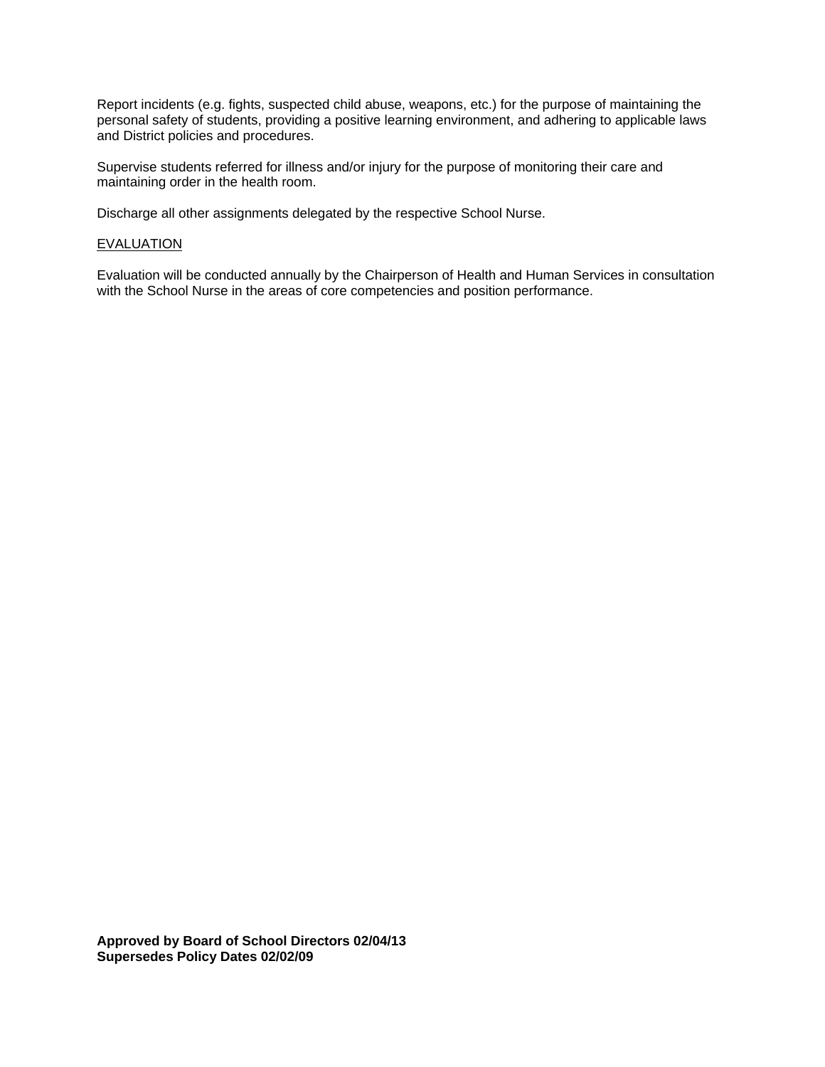Report incidents (e.g. fights, suspected child abuse, weapons, etc.) for the purpose of maintaining the personal safety of students, providing a positive learning environment, and adhering to applicable laws and District policies and procedures.

Supervise students referred for illness and/or injury for the purpose of monitoring their care and maintaining order in the health room.

Discharge all other assignments delegated by the respective School Nurse.

<u>EVALUATION</u>

Evaluation will be conducted annually by the Chairperson of Health and Human Services in consultation with the School Nurse in the areas of core competencies and position performance.

**Approved by Board of School Directors 02/04/13**
**Supersedes Policy Dates 02/02/09**